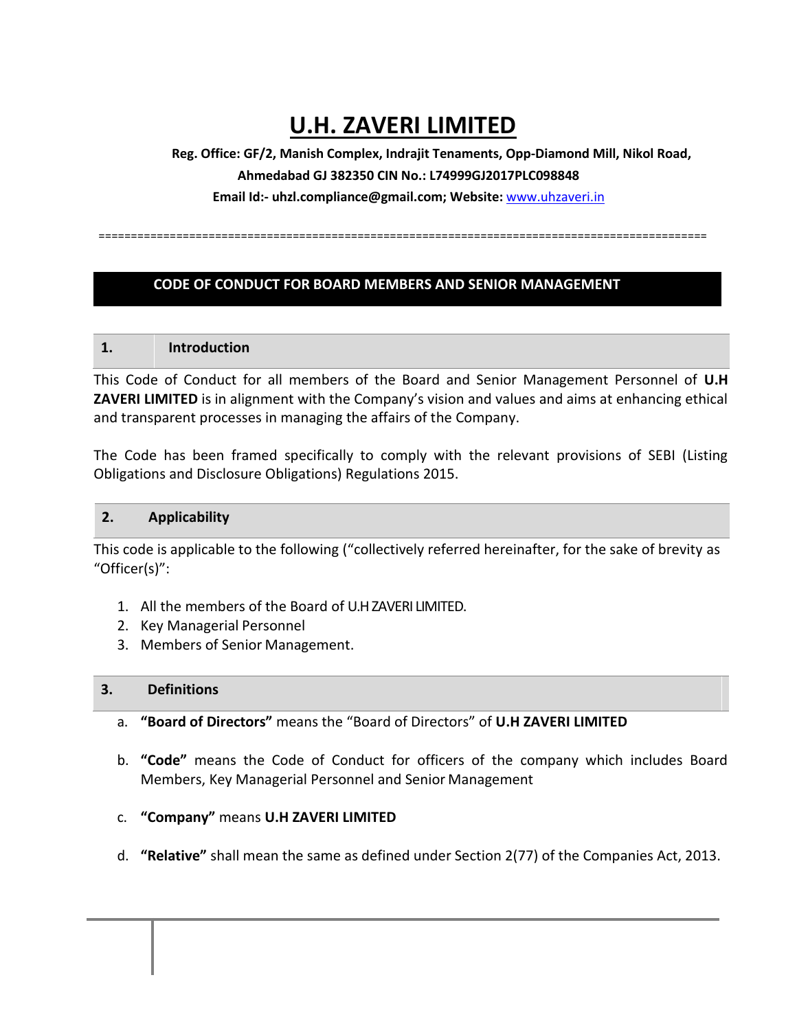# U.H. ZAVERI LIMITED

**Reg. Office: GF/2, Manish Complex, Indrajit Tenaments, Opp-Diamond Mill, Nikol Road, Ahmedabad GJ 382350 CIN No.: L74999GJ2017PLC098848**

**Email Id:- uhzl.compliance@gmail.com; Website:** www.uhzaveri.in

==================================================================================================

## CODE OF CONDUCT FOR BOARD MEMBERS AND SENIOR MANAGEMENT

### 1. Introduction

This Code of Conduct for all members of the Board and Senior Management Personnel of **U.H ZAVERI LIMITED** is in alignment with the Company's vision and values and aims at enhancing ethical and transparent processes in managing the affairs of the Company.

The Code has been framed specifically to comply with the relevant provisions of SEBI (Listing Obligations and Disclosure Obligations) Regulations 2015.

### 2. Applicability

This code is applicable to the following ("collectively referred hereinafter, for the sake of brevity as "Officer(s)":

1. All the members of the Board of U.H ZAVERI LIMITED.
2. Key Managerial Personnel
3. Members of Senior Management.

### 3. Definitions

a. **"Board of Directors"** means the "Board of Directors" of **U.H ZAVERI LIMITED**

b. **"Code"** means the Code of Conduct for officers of the company which includes Board Members, Key Managerial Personnel and Senior Management

c. **"Company"** means **U.H ZAVERI LIMITED**

d. **"Relative"** shall mean the same as defined under Section 2(77) of the Companies Act, 2013.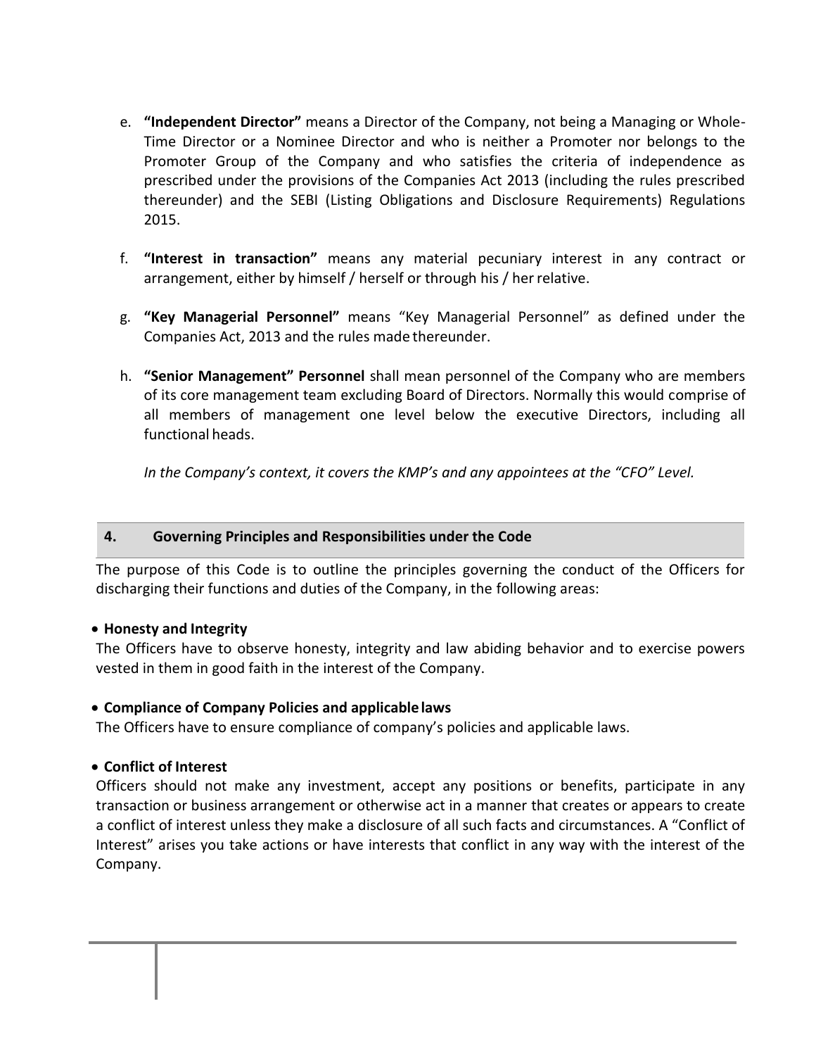e. **"Independent Director"** means a Director of the Company, not being a Managing or Whole-Time Director or a Nominee Director and who is neither a Promoter nor belongs to the Promoter Group of the Company and who satisfies the criteria of independence as prescribed under the provisions of the Companies Act 2013 (including the rules prescribed thereunder) and the SEBI (Listing Obligations and Disclosure Requirements) Regulations 2015.

f. **"Interest in transaction"** means any material pecuniary interest in any contract or arrangement, either by himself / herself or through his / her relative.

g. **"Key Managerial Personnel"** means "Key Managerial Personnel" as defined under the Companies Act, 2013 and the rules made thereunder.

h. **"Senior Management" Personnel** shall mean personnel of the Company who are members of its core management team excluding Board of Directors. Normally this would comprise of all members of management one level below the executive Directors, including all functional heads.

   *In the Company's context, it covers the KMP's and any appointees at the "CFO" Level.*

## 4. Governing Principles and Responsibilities under the Code

The purpose of this Code is to outline the principles governing the conduct of the Officers for discharging their functions and duties of the Company, in the following areas:

- **Honesty and Integrity**

The Officers have to observe honesty, integrity and law abiding behavior and to exercise powers vested in them in good faith in the interest of the Company.

- **Compliance of Company Policies and applicable laws**

The Officers have to ensure compliance of company's policies and applicable laws.

- **Conflict of Interest**

Officers should not make any investment, accept any positions or benefits, participate in any transaction or business arrangement or otherwise act in a manner that creates or appears to create a conflict of interest unless they make a disclosure of all such facts and circumstances. A "Conflict of Interest" arises you take actions or have interests that conflict in any way with the interest of the Company.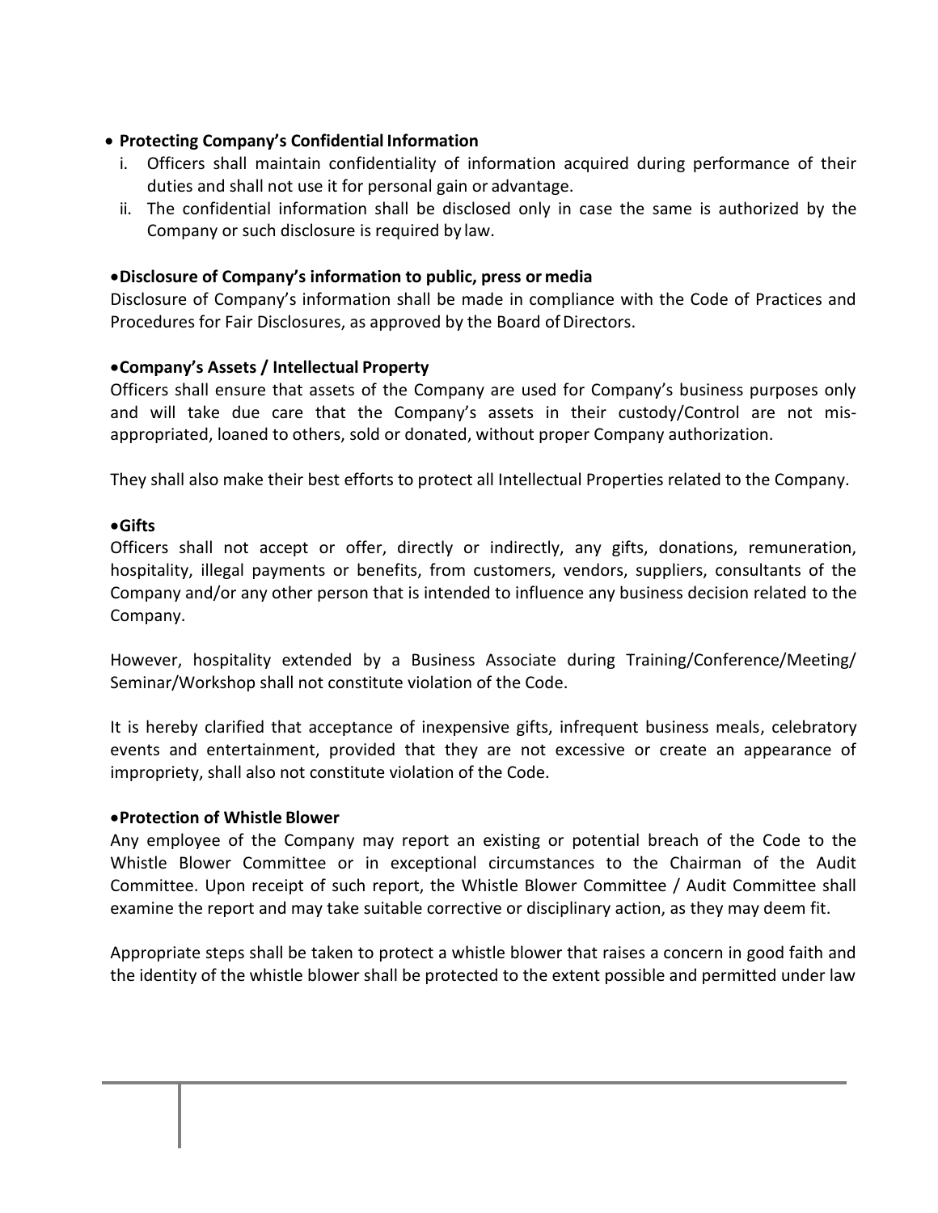- **Protecting Company's Confidential Information**
  1. Officers shall maintain confidentiality of information acquired during performance of their duties and shall not use it for personal gain or advantage.
  2. The confidential information shall be disclosed only in case the same is authorized by the Company or such disclosure is required by law.

- **Disclosure of Company's information to public, press or media**

Disclosure of Company's information shall be made in compliance with the Code of Practices and Procedures for Fair Disclosures, as approved by the Board of Directors.

- **Company's Assets / Intellectual Property**

Officers shall ensure that assets of the Company are used for Company's business purposes only and will take due care that the Company's assets in their custody/Control are not mis-appropriated, loaned to others, sold or donated, without proper Company authorization.

They shall also make their best efforts to protect all Intellectual Properties related to the Company.

- **Gifts**

Officers shall not accept or offer, directly or indirectly, any gifts, donations, remuneration, hospitality, illegal payments or benefits, from customers, vendors, suppliers, consultants of the Company and/or any other person that is intended to influence any business decision related to the Company.

However, hospitality extended by a Business Associate during Training/Conference/Meeting/ Seminar/Workshop shall not constitute violation of the Code.

It is hereby clarified that acceptance of inexpensive gifts, infrequent business meals, celebratory events and entertainment, provided that they are not excessive or create an appearance of impropriety, shall also not constitute violation of the Code.

- **Protection of Whistle Blower**

Any employee of the Company may report an existing or potential breach of the Code to the Whistle Blower Committee or in exceptional circumstances to the Chairman of the Audit Committee. Upon receipt of such report, the Whistle Blower Committee / Audit Committee shall examine the report and may take suitable corrective or disciplinary action, as they may deem fit.

Appropriate steps shall be taken to protect a whistle blower that raises a concern in good faith and the identity of the whistle blower shall be protected to the extent possible and permitted under law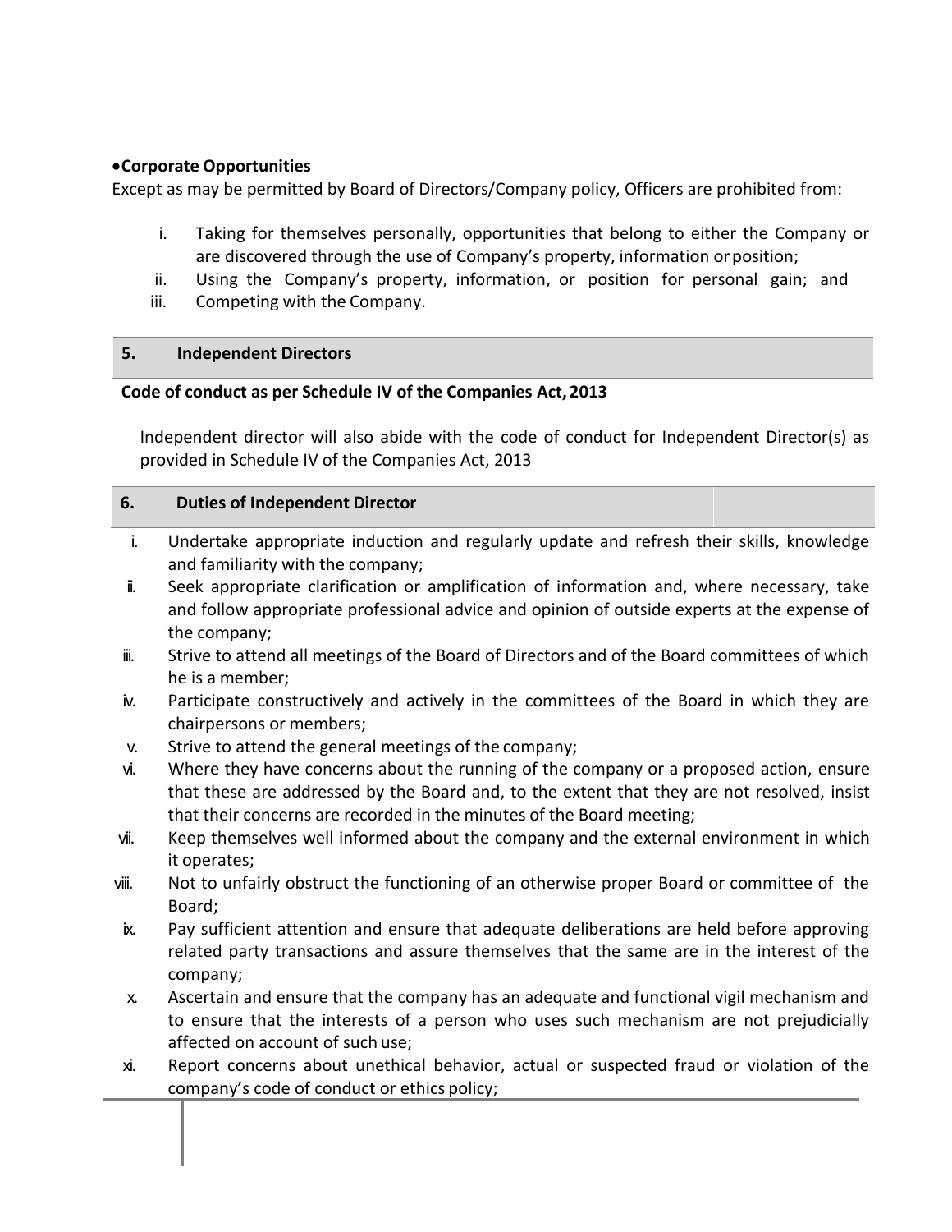- **Corporate Opportunities**

Except as may be permitted by Board of Directors/Company policy, Officers are prohibited from:

i. Taking for themselves personally, opportunities that belong to either the Company or are discovered through the use of Company's property, information or position;
ii. Using the Company's property, information, or position for personal gain; and
iii. Competing with the Company.

## 5. Independent Directors

**Code of conduct as per Schedule IV of the Companies Act, 2013**

Independent director will also abide with the code of conduct for Independent Director(s) as provided in Schedule IV of the Companies Act, 2013

## 6. Duties of Independent Director

i. Undertake appropriate induction and regularly update and refresh their skills, knowledge and familiarity with the company;
ii. Seek appropriate clarification or amplification of information and, where necessary, take and follow appropriate professional advice and opinion of outside experts at the expense of the company;
iii. Strive to attend all meetings of the Board of Directors and of the Board committees of which he is a member;
iv. Participate constructively and actively in the committees of the Board in which they are chairpersons or members;
v. Strive to attend the general meetings of the company;
vi. Where they have concerns about the running of the company or a proposed action, ensure that these are addressed by the Board and, to the extent that they are not resolved, insist that their concerns are recorded in the minutes of the Board meeting;
vii. Keep themselves well informed about the company and the external environment in which it operates;
viii. Not to unfairly obstruct the functioning of an otherwise proper Board or committee of the Board;
ix. Pay sufficient attention and ensure that adequate deliberations are held before approving related party transactions and assure themselves that the same are in the interest of the company;
x. Ascertain and ensure that the company has an adequate and functional vigil mechanism and to ensure that the interests of a person who uses such mechanism are not prejudicially affected on account of such use;
xi. Report concerns about unethical behavior, actual or suspected fraud or violation of the company's code of conduct or ethics policy;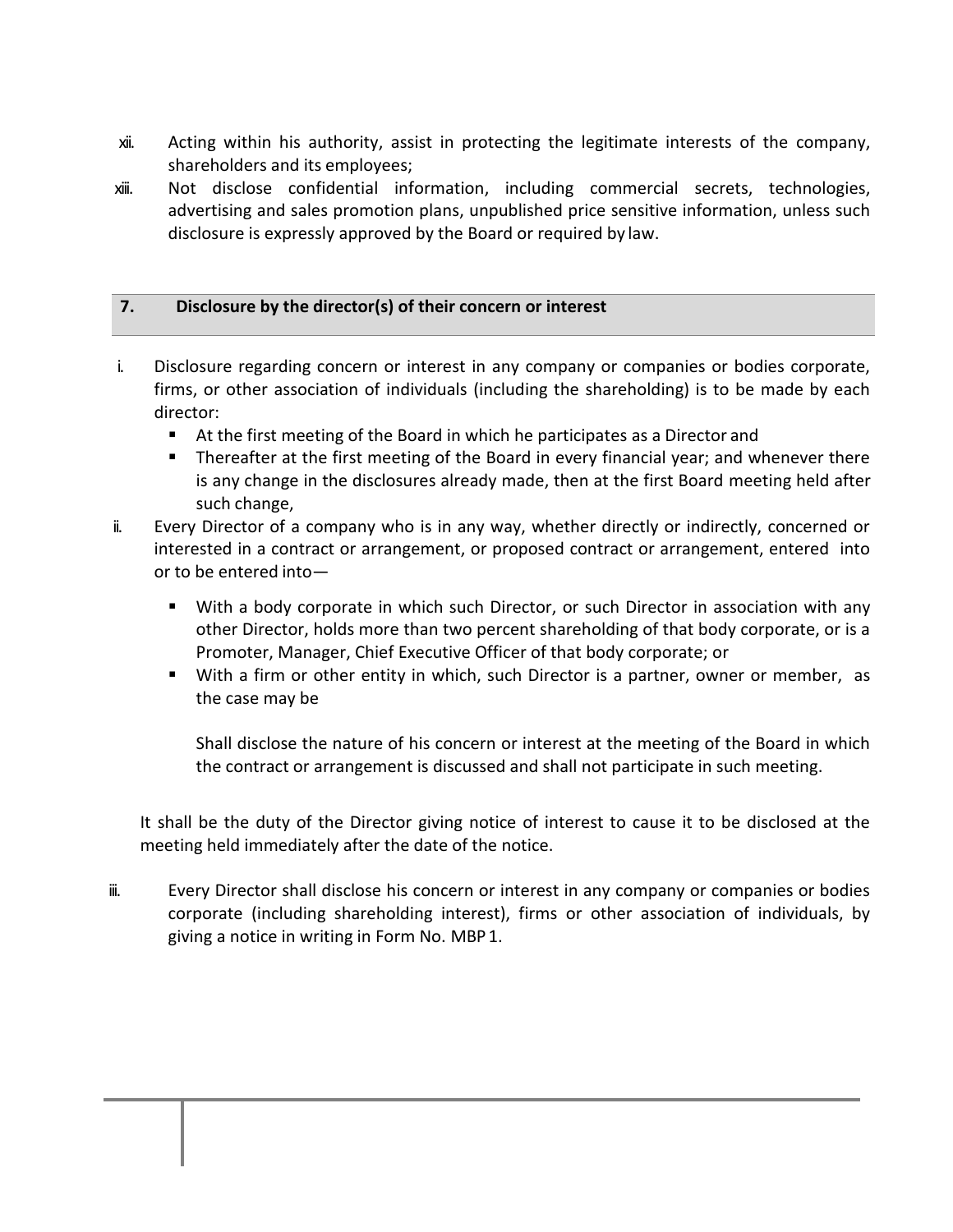xii. Acting within his authority, assist in protecting the legitimate interests of the company, shareholders and its employees;

xiii. Not disclose confidential information, including commercial secrets, technologies, advertising and sales promotion plans, unpublished price sensitive information, unless such disclosure is expressly approved by the Board or required by law.

## 7. Disclosure by the director(s) of their concern or interest

i. Disclosure regarding concern or interest in any company or companies or bodies corporate, firms, or other association of individuals (including the shareholding) is to be made by each director:
   - At the first meeting of the Board in which he participates as a Director and
   - Thereafter at the first meeting of the Board in every financial year; and whenever there is any change in the disclosures already made, then at the first Board meeting held after such change,

ii. Every Director of a company who is in any way, whether directly or indirectly, concerned or interested in a contract or arrangement, or proposed contract or arrangement, entered into or to be entered into—
   - With a body corporate in which such Director, or such Director in association with any other Director, holds more than two percent shareholding of that body corporate, or is a Promoter, Manager, Chief Executive Officer of that body corporate; or
   - With a firm or other entity in which, such Director is a partner, owner or member, as the case may be

   Shall disclose the nature of his concern or interest at the meeting of the Board in which the contract or arrangement is discussed and shall not participate in such meeting.

It shall be the duty of the Director giving notice of interest to cause it to be disclosed at the meeting held immediately after the date of the notice.

iii. Every Director shall disclose his concern or interest in any company or companies or bodies corporate (including shareholding interest), firms or other association of individuals, by giving a notice in writing in Form No. MBP 1.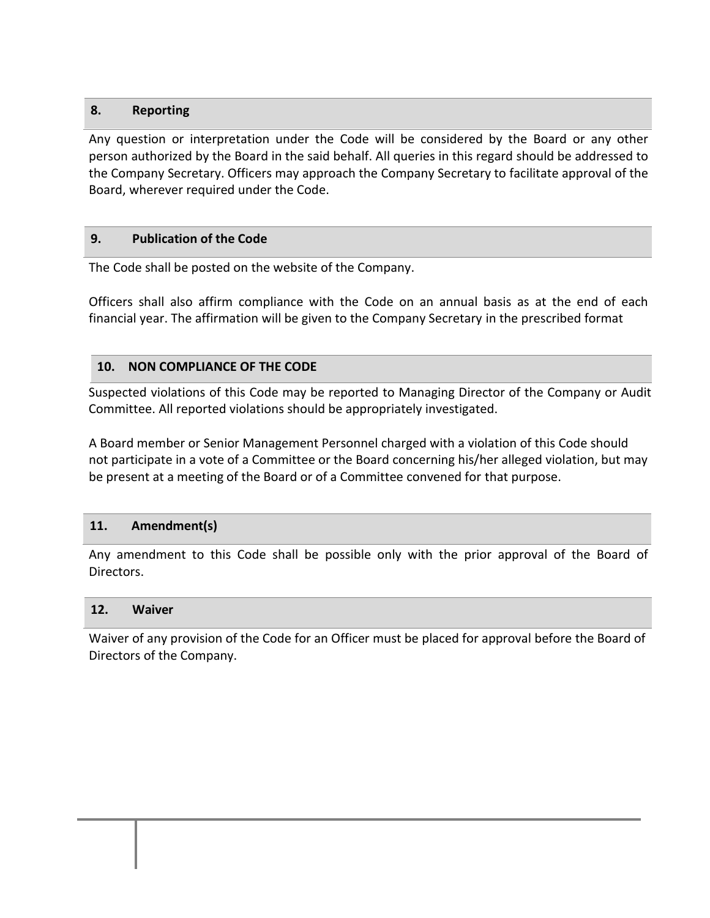## 8. Reporting

Any question or interpretation under the Code will be considered by the Board or any other person authorized by the Board in the said behalf. All queries in this regard should be addressed to the Company Secretary. Officers may approach the Company Secretary to facilitate approval of the Board, wherever required under the Code.

## 9. Publication of the Code

The Code shall be posted on the website of the Company.

Officers shall also affirm compliance with the Code on an annual basis as at the end of each financial year. The affirmation will be given to the Company Secretary in the prescribed format

## 10. NON COMPLIANCE OF THE CODE

Suspected violations of this Code may be reported to Managing Director of the Company or Audit Committee. All reported violations should be appropriately investigated.

A Board member or Senior Management Personnel charged with a violation of this Code should not participate in a vote of a Committee or the Board concerning his/her alleged violation, but may be present at a meeting of the Board or of a Committee convened for that purpose.

## 11. Amendment(s)

Any amendment to this Code shall be possible only with the prior approval of the Board of Directors.

## 12. Waiver

Waiver of any provision of the Code for an Officer must be placed for approval before the Board of Directors of the Company.